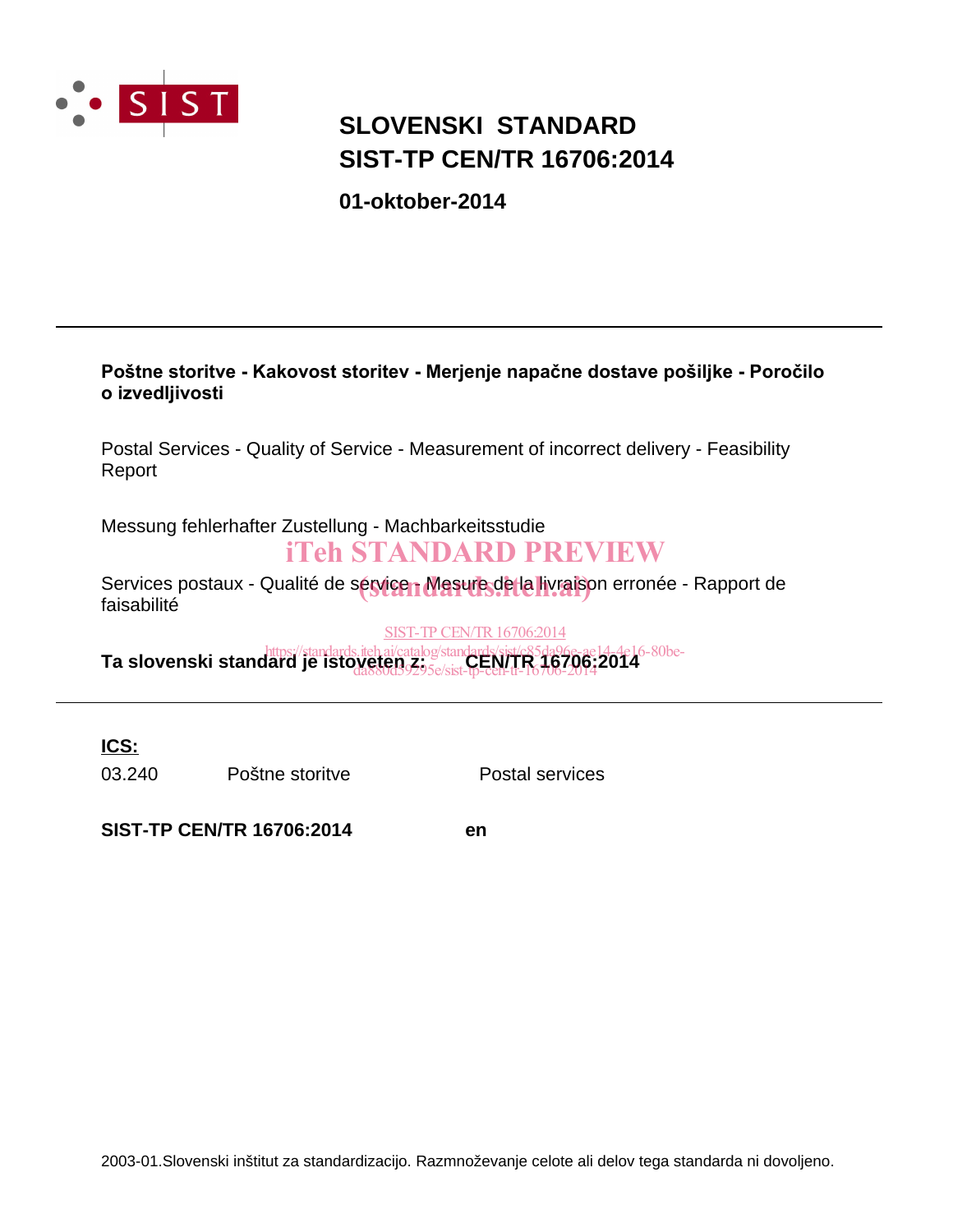# SLOVENSKI STANDARD
# SIST-TP CEN/TR 16706:2014

**01-oktober-2014**

---

**Poštne storitve - Kakovost storitev - Merjenje napačne dostave pošiljke - Poročilo o izvedljivosti**

Postal Services - Quality of Service - Measurement of incorrect delivery - Feasibility Report

Messung fehlerhafter Zustellung - Machbarkeitsstudie

Services postaux - Qualité de service - Mesure de la livraison erronée - Rapport de faisabilité

**Ta slovenski standard je istoveten z: CEN/TR 16706:2014**

---

**ICS:**

| | | |
|---|---|---|
| 03.240 | Poštne storitve | Postal services |

**SIST-TP CEN/TR 16706:2014** **en**

2003-01.Slovenski inštitut za standardizacijo. Razmnoževanje celote ali delov tega standarda ni dovoljeno.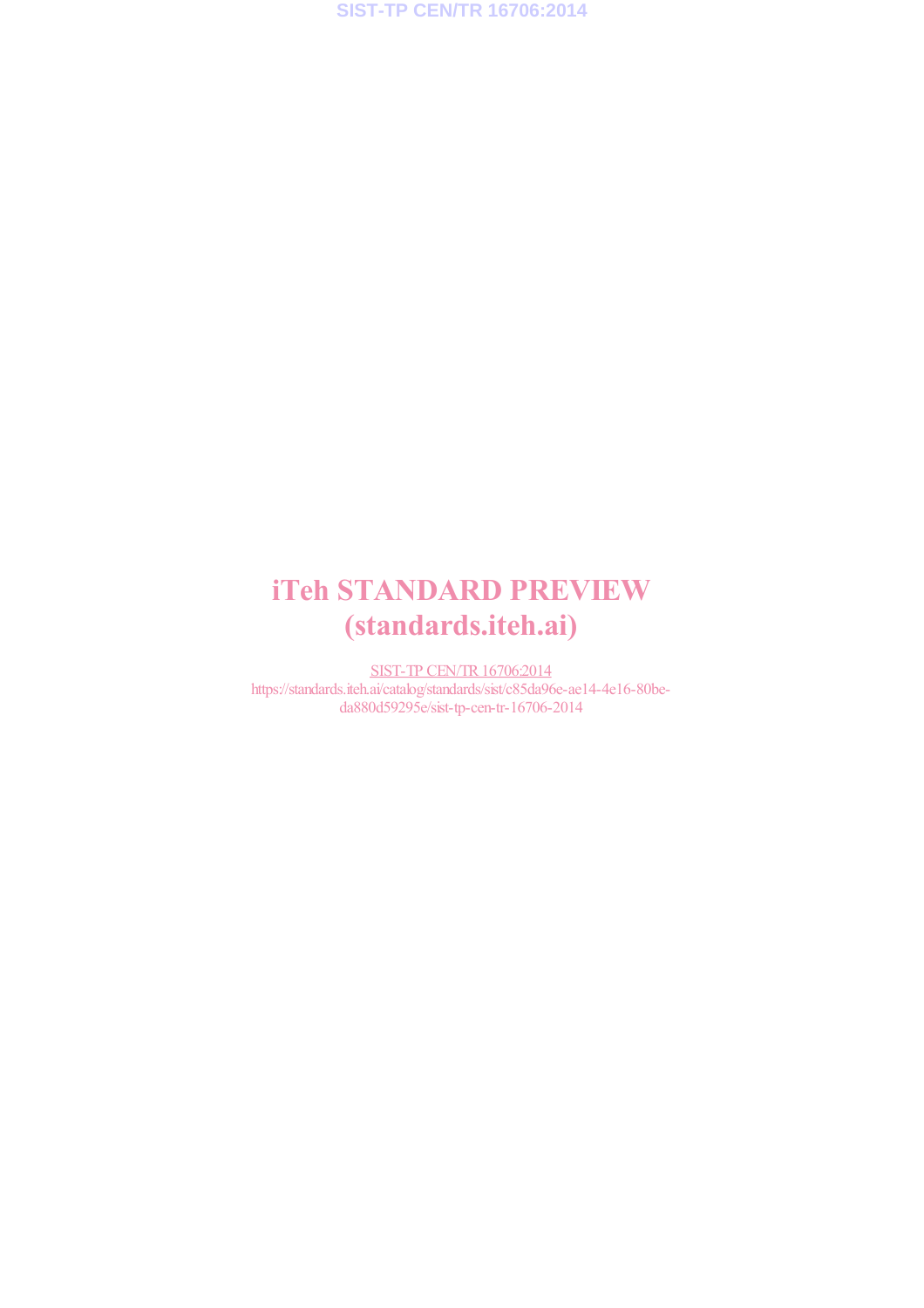iTeh STANDARD PREVIEW
(standards.iteh.ai)

SIST-TP CEN/TR 16706:2014
https://standards.iteh.ai/catalog/standards/sist/c85da96e-ae14-4e16-80be-da880d59295e/sist-tp-cen-tr-16706-2014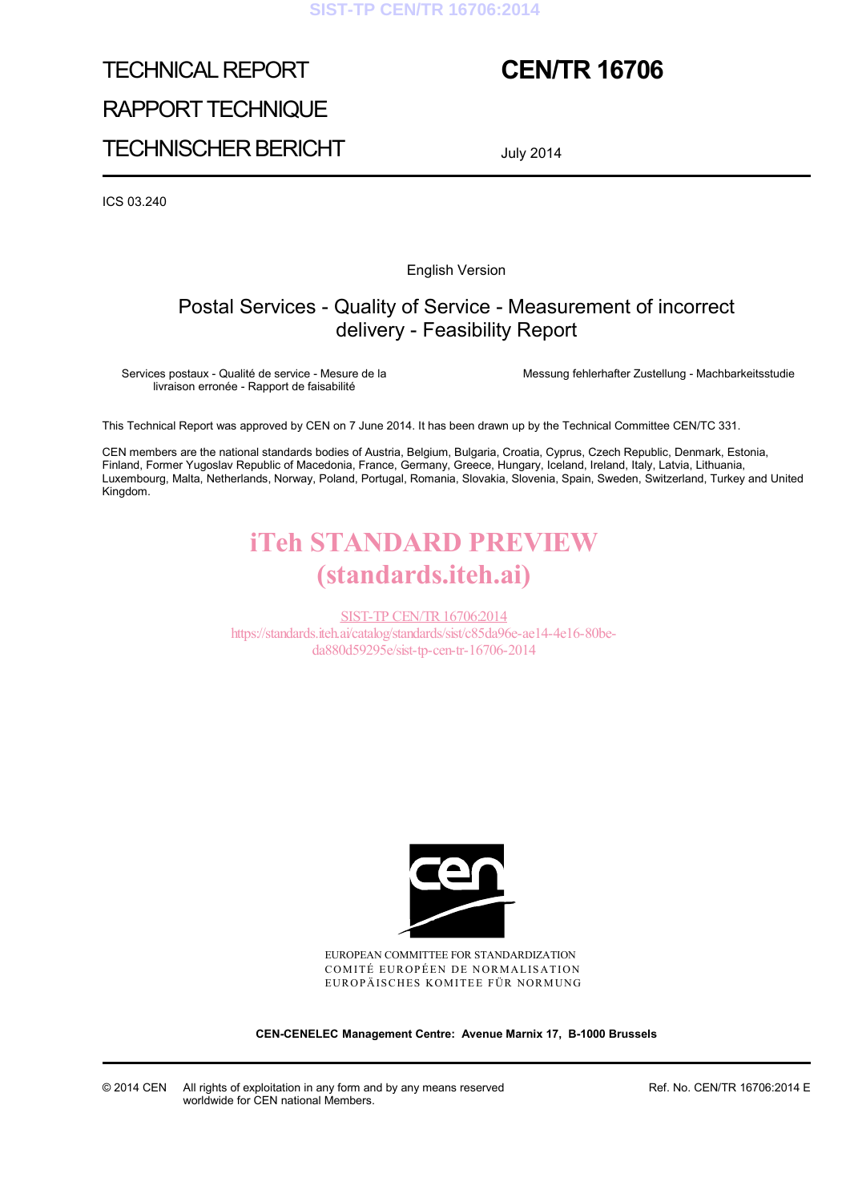TECHNICAL REPORT

RAPPORT TECHNIQUE

TECHNISCHER BERICHT

# CEN/TR 16706

July 2014

ICS 03.240

English Version

## Postal Services - Quality of Service - Measurement of incorrect delivery - Feasibility Report

Services postaux - Qualité de service - Mesure de la livraison erronée - Rapport de faisabilité

Messung fehlerhafter Zustellung - Machbarkeitsstudie

This Technical Report was approved by CEN on 7 June 2014. It has been drawn up by the Technical Committee CEN/TC 331.

CEN members are the national standards bodies of Austria, Belgium, Bulgaria, Croatia, Cyprus, Czech Republic, Denmark, Estonia, Finland, Former Yugoslav Republic of Macedonia, France, Germany, Greece, Hungary, Iceland, Ireland, Italy, Latvia, Lithuania, Luxembourg, Malta, Netherlands, Norway, Poland, Portugal, Romania, Slovakia, Slovenia, Spain, Sweden, Switzerland, Turkey and United Kingdom.

iTeh STANDARD PREVIEW
(standards.iteh.ai)

SIST-TP CEN/TR 16706:2014
https://standards.iteh.ai/catalog/standards/sist/c85da96e-ae14-4e16-80be-da880d59295e/sist-tp-cen-tr-16706-2014

EUROPEAN COMMITTEE FOR STANDARDIZATION
COMITÉ EUROPÉEN DE NORMALISATION
EUROPÄISCHES KOMITEE FÜR NORMUNG

**CEN-CENELEC Management Centre: Avenue Marnix 17, B-1000 Brussels**

© 2014 CEN All rights of exploitation in any form and by any means reserved worldwide for CEN national Members.

Ref. No. CEN/TR 16706:2014 E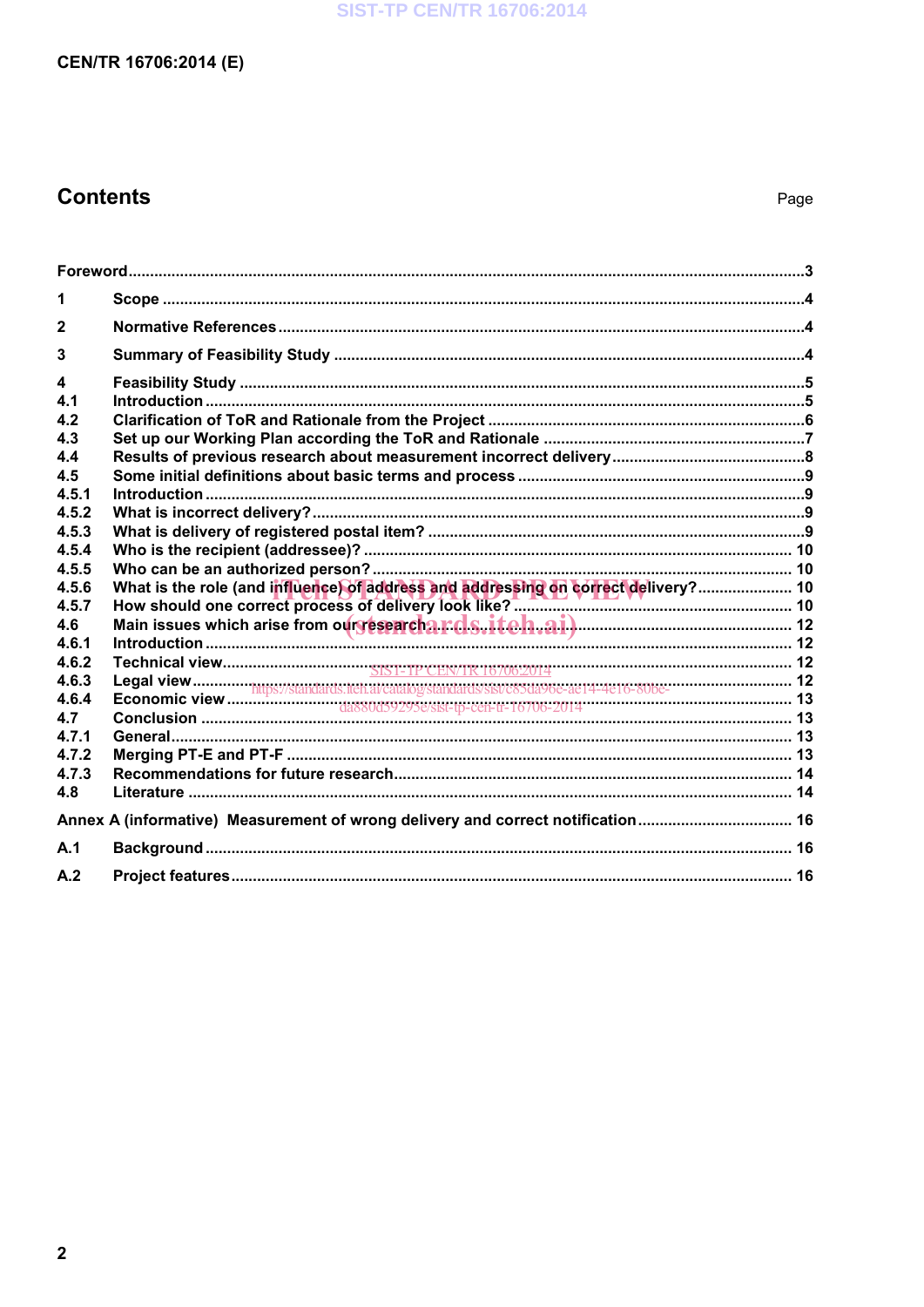# Contents

Page

Foreword ..... 3

1 Scope ..... 4

2 Normative References ..... 4

3 Summary of Feasibility Study ..... 4

4 Feasibility Study ..... 5
4.1 Introduction ..... 5
4.2 Clarification of ToR and Rationale from the Project ..... 6
4.3 Set up our Working Plan according the ToR and Rationale ..... 7
4.4 Results of previous research about measurement incorrect delivery ..... 8
4.5 Some initial definitions about basic terms and process ..... 9
4.5.1 Introduction ..... 9
4.5.2 What is incorrect delivery? ..... 9
4.5.3 What is delivery of registered postal item? ..... 9
4.5.4 Who is the recipient (addressee)? ..... 10
4.5.5 Who can be an authorized person? ..... 10
4.5.6 What is the role (and influence) of address and addressing on correct delivery? ..... 10
4.5.7 How should one correct process of delivery look like? ..... 10
4.6 Main issues which arise from our research ..... 12
4.6.1 Introduction ..... 12
4.6.2 Technical view ..... 12
4.6.3 Legal view ..... 12
4.6.4 Economic view ..... 13
4.7 Conclusion ..... 13
4.7.1 General ..... 13
4.7.2 Merging PT-E and PT-F ..... 13
4.7.3 Recommendations for future research ..... 14
4.8 Literature ..... 14

Annex A (informative) Measurement of wrong delivery and correct notification ..... 16

A.1 Background ..... 16

A.2 Project features ..... 16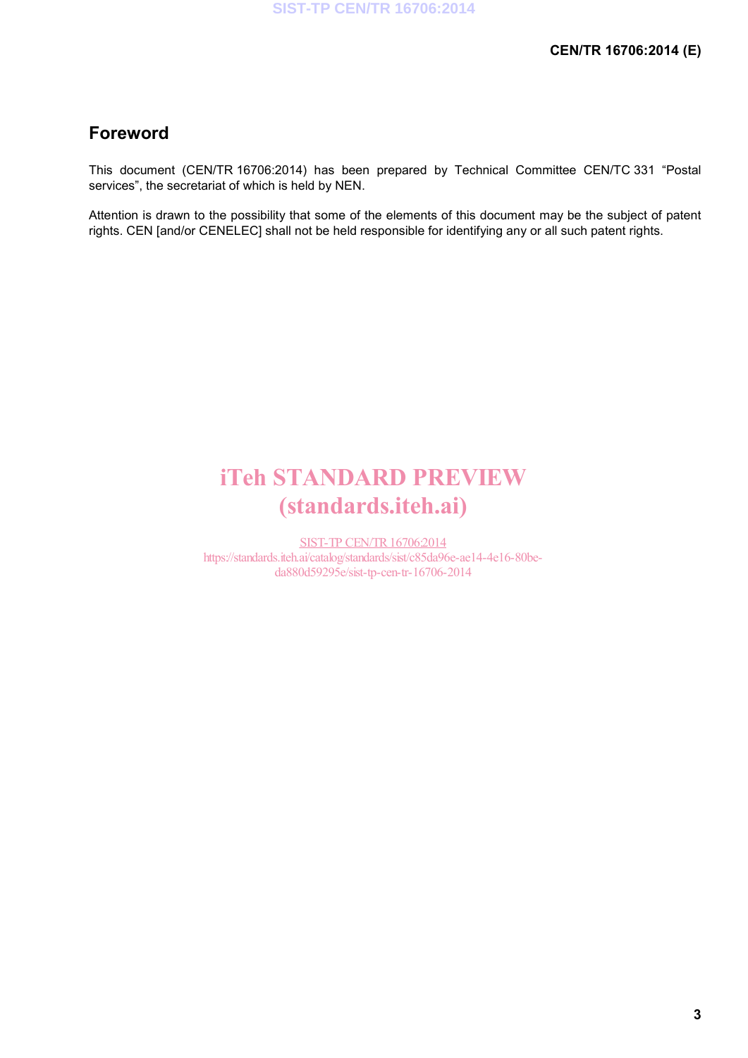# Foreword

This document (CEN/TR 16706:2014) has been prepared by Technical Committee CEN/TC 331 "Postal services", the secretariat of which is held by NEN.

Attention is drawn to the possibility that some of the elements of this document may be the subject of patent rights. CEN [and/or CENELEC] shall not be held responsible for identifying any or all such patent rights.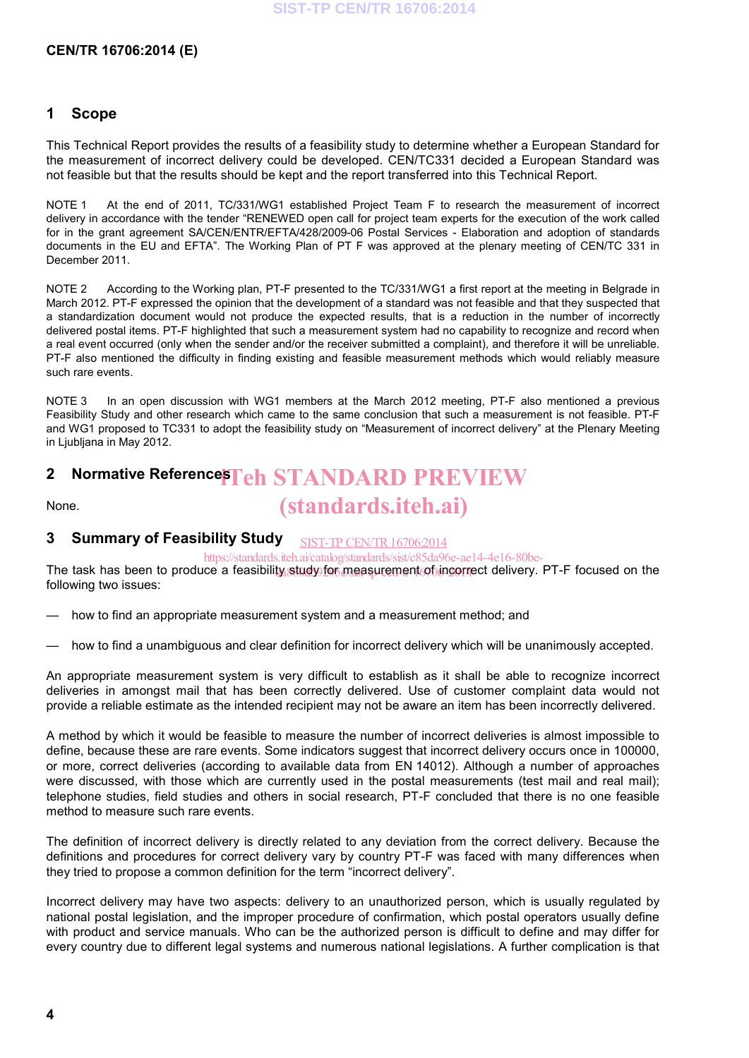## 1 Scope

This Technical Report provides the results of a feasibility study to determine whether a European Standard for the measurement of incorrect delivery could be developed. CEN/TC331 decided a European Standard was not feasible but that the results should be kept and the report transferred into this Technical Report.

NOTE 1 At the end of 2011, TC/331/WG1 established Project Team F to research the measurement of incorrect delivery in accordance with the tender "RENEWED open call for project team experts for the execution of the work called for in the grant agreement SA/CEN/ENTR/EFTA/428/2009-06 Postal Services - Elaboration and adoption of standards documents in the EU and EFTA". The Working Plan of PT F was approved at the plenary meeting of CEN/TC 331 in December 2011.

NOTE 2 According to the Working plan, PT-F presented to the TC/331/WG1 a first report at the meeting in Belgrade in March 2012. PT-F expressed the opinion that the development of a standard was not feasible and that they suspected that a standardization document would not produce the expected results, that is a reduction in the number of incorrectly delivered postal items. PT-F highlighted that such a measurement system had no capability to recognize and record when a real event occurred (only when the sender and/or the receiver submitted a complaint), and therefore it will be unreliable. PT-F also mentioned the difficulty in finding existing and feasible measurement methods which would reliably measure such rare events.

NOTE 3 In an open discussion with WG1 members at the March 2012 meeting, PT-F also mentioned a previous Feasibility Study and other research which came to the same conclusion that such a measurement is not feasible. PT-F and WG1 proposed to TC331 to adopt the feasibility study on "Measurement of incorrect delivery" at the Plenary Meeting in Ljubljana in May 2012.

## 2 Normative References

None.

## 3 Summary of Feasibility Study

The task has been to produce a feasibility study for measurement of incorrect delivery. PT-F focused on the following two issues:

— how to find an appropriate measurement system and a measurement method; and

— how to find a unambiguous and clear definition for incorrect delivery which will be unanimously accepted.

An appropriate measurement system is very difficult to establish as it shall be able to recognize incorrect deliveries in amongst mail that has been correctly delivered. Use of customer complaint data would not provide a reliable estimate as the intended recipient may not be aware an item has been incorrectly delivered.

A method by which it would be feasible to measure the number of incorrect deliveries is almost impossible to define, because these are rare events. Some indicators suggest that incorrect delivery occurs once in 100000, or more, correct deliveries (according to available data from EN 14012). Although a number of approaches were discussed, with those which are currently used in the postal measurements (test mail and real mail); telephone studies, field studies and others in social research, PT-F concluded that there is no one feasible method to measure such rare events.

The definition of incorrect delivery is directly related to any deviation from the correct delivery. Because the definitions and procedures for correct delivery vary by country PT-F was faced with many differences when they tried to propose a common definition for the term "incorrect delivery".

Incorrect delivery may have two aspects: delivery to an unauthorized person, which is usually regulated by national postal legislation, and the improper procedure of confirmation, which postal operators usually define with product and service manuals. Who can be the authorized person is difficult to define and may differ for every country due to different legal systems and numerous national legislations. A further complication is that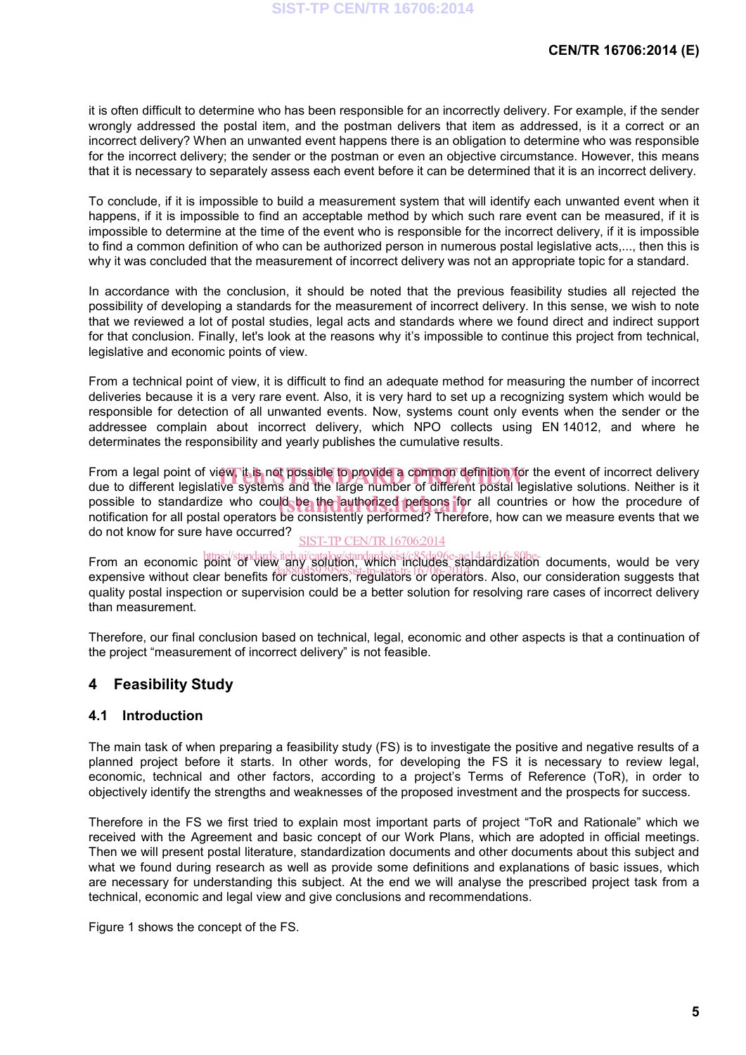it is often difficult to determine who has been responsible for an incorrectly delivery. For example, if the sender wrongly addressed the postal item, and the postman delivers that item as addressed, is it a correct or an incorrect delivery? When an unwanted event happens there is an obligation to determine who was responsible for the incorrect delivery; the sender or the postman or even an objective circumstance. However, this means that it is necessary to separately assess each event before it can be determined that it is an incorrect delivery.

To conclude, if it is impossible to build a measurement system that will identify each unwanted event when it happens, if it is impossible to find an acceptable method by which such rare event can be measured, if it is impossible to determine at the time of the event who is responsible for the incorrect delivery, if it is impossible to find a common definition of who can be authorized person in numerous postal legislative acts,..., then this is why it was concluded that the measurement of incorrect delivery was not an appropriate topic for a standard.

In accordance with the conclusion, it should be noted that the previous feasibility studies all rejected the possibility of developing a standards for the measurement of incorrect delivery. In this sense, we wish to note that we reviewed a lot of postal studies, legal acts and standards where we found direct and indirect support for that conclusion. Finally, let's look at the reasons why it's impossible to continue this project from technical, legislative and economic points of view.

From a technical point of view, it is difficult to find an adequate method for measuring the number of incorrect deliveries because it is a very rare event. Also, it is very hard to set up a recognizing system which would be responsible for detection of all unwanted events. Now, systems count only events when the sender or the addressee complain about incorrect delivery, which NPO collects using EN 14012, and where he determinates the responsibility and yearly publishes the cumulative results.

From a legal point of view, it is not possible to provide a common definition for the event of incorrect delivery due to different legislative systems and the large number of different postal legislative solutions. Neither is it possible to standardize who could be the authorized persons for all countries or how the procedure of notification for all postal operators be consistently performed? Therefore, how can we measure events that we do not know for sure have occurred?

From an economic point of view any solution, which includes standardization documents, would be very expensive without clear benefits for customers, regulators or operators. Also, our consideration suggests that quality postal inspection or supervision could be a better solution for resolving rare cases of incorrect delivery than measurement.

Therefore, our final conclusion based on technical, legal, economic and other aspects is that a continuation of the project "measurement of incorrect delivery" is not feasible.

# 4 Feasibility Study

## 4.1 Introduction

The main task of when preparing a feasibility study (FS) is to investigate the positive and negative results of a planned project before it starts. In other words, for developing the FS it is necessary to review legal, economic, technical and other factors, according to a project's Terms of Reference (ToR), in order to objectively identify the strengths and weaknesses of the proposed investment and the prospects for success.

Therefore in the FS we first tried to explain most important parts of project "ToR and Rationale" which we received with the Agreement and basic concept of our Work Plans, which are adopted in official meetings. Then we will present postal literature, standardization documents and other documents about this subject and what we found during research as well as provide some definitions and explanations of basic issues, which are necessary for understanding this subject. At the end we will analyse the prescribed project task from a technical, economic and legal view and give conclusions and recommendations.

Figure 1 shows the concept of the FS.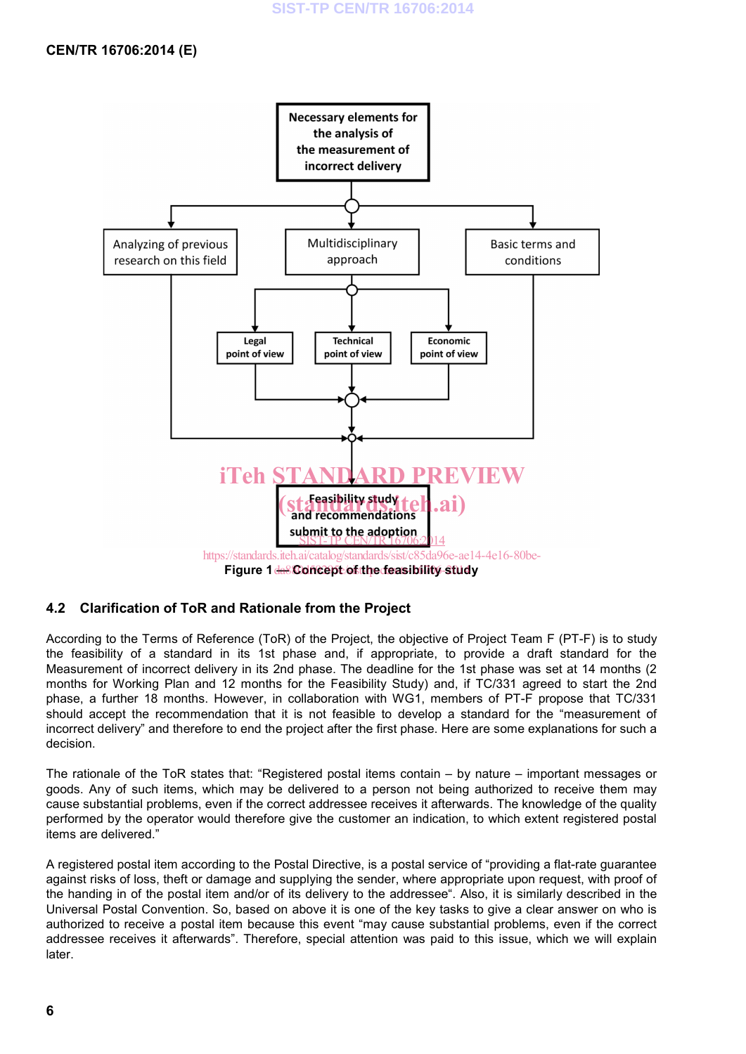Necessary elements for the analysis of the measurement of incorrect delivery

Analyzing of previous research on this field

Multidisciplinary approach

Basic terms and conditions

Legal point of view

Technical point of view

Economic point of view

Feasibility study and recommendations submit to the adoption

**Figure 1 — Concept of the feasibility study**

## 4.2 Clarification of ToR and Rationale from the Project

According to the Terms of Reference (ToR) of the Project, the objective of Project Team F (PT-F) is to study the feasibility of a standard in its 1st phase and, if appropriate, to provide a draft standard for the Measurement of incorrect delivery in its 2nd phase. The deadline for the 1st phase was set at 14 months (2 months for Working Plan and 12 months for the Feasibility Study) and, if TC/331 agreed to start the 2nd phase, a further 18 months. However, in collaboration with WG1, members of PT-F propose that TC/331 should accept the recommendation that it is not feasible to develop a standard for the "measurement of incorrect delivery" and therefore to end the project after the first phase. Here are some explanations for such a decision.

The rationale of the ToR states that: "Registered postal items contain – by nature – important messages or goods. Any of such items, which may be delivered to a person not being authorized to receive them may cause substantial problems, even if the correct addressee receives it afterwards. The knowledge of the quality performed by the operator would therefore give the customer an indication, to which extent registered postal items are delivered."

A registered postal item according to the Postal Directive, is a postal service of "providing a flat-rate guarantee against risks of loss, theft or damage and supplying the sender, where appropriate upon request, with proof of the handing in of the postal item and/or of its delivery to the addressee". Also, it is similarly described in the Universal Postal Convention. So, based on above it is one of the key tasks to give a clear answer on who is authorized to receive a postal item because this event "may cause substantial problems, even if the correct addressee receives it afterwards". Therefore, special attention was paid to this issue, which we will explain later.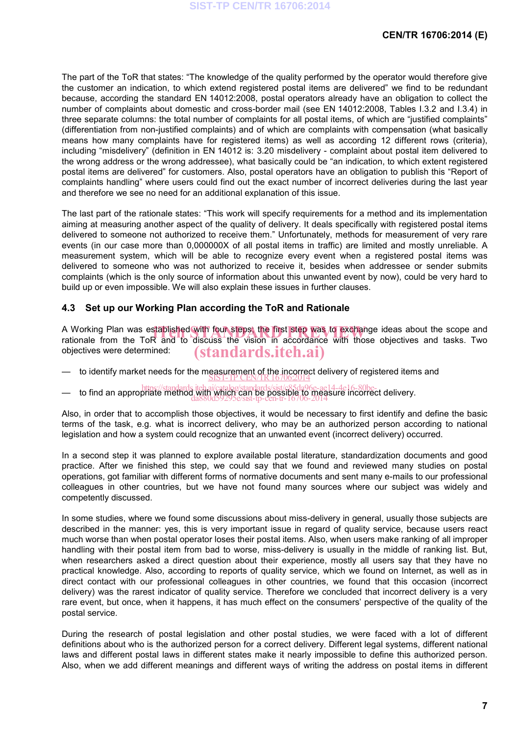The part of the ToR that states: "The knowledge of the quality performed by the operator would therefore give the customer an indication, to which extend registered postal items are delivered" we find to be redundant because, according the standard EN 14012:2008, postal operators already have an obligation to collect the number of complaints about domestic and cross-border mail (see EN 14012:2008, Tables I.3.2 and I.3.4) in three separate columns: the total number of complaints for all postal items, of which are "justified complaints" (differentiation from non-justified complaints) and of which are complaints with compensation (what basically means how many complaints have for registered items) as well as according 12 different rows (criteria), including "misdelivery" (definition in EN 14012 is: 3.20 misdelivery - complaint about postal item delivered to the wrong address or the wrong addressee), what basically could be "an indication, to which extent registered postal items are delivered" for customers. Also, postal operators have an obligation to publish this "Report of complaints handling" where users could find out the exact number of incorrect deliveries during the last year and therefore we see no need for an additional explanation of this issue.

The last part of the rationale states: "This work will specify requirements for a method and its implementation aiming at measuring another aspect of the quality of delivery. It deals specifically with registered postal items delivered to someone not authorized to receive them." Unfortunately, methods for measurement of very rare events (in our case more than 0,000000X of all postal items in traffic) are limited and mostly unreliable. A measurement system, which will be able to recognize every event when a registered postal items was delivered to someone who was not authorized to receive it, besides when addressee or sender submits complaints (which is the only source of information about this unwanted event by now), could be very hard to build up or even impossible. We will also explain these issues in further clauses.

### 4.3 Set up our Working Plan according the ToR and Rationale

A Working Plan was established with four steps, the first step was to exchange ideas about the scope and rationale from the ToR and to discuss the vision in accordance with those objectives and tasks. Two objectives were determined:

— to identify market needs for the measurement of the incorrect delivery of registered items and

— to find an appropriate method with which can be possible to measure incorrect delivery.

Also, in order that to accomplish those objectives, it would be necessary to first identify and define the basic terms of the task, e.g. what is incorrect delivery, who may be an authorized person according to national legislation and how a system could recognize that an unwanted event (incorrect delivery) occurred.

In a second step it was planned to explore available postal literature, standardization documents and good practice. After we finished this step, we could say that we found and reviewed many studies on postal operations, got familiar with different forms of normative documents and sent many e-mails to our professional colleagues in other countries, but we have not found many sources where our subject was widely and competently discussed.

In some studies, where we found some discussions about miss-delivery in general, usually those subjects are described in the manner: yes, this is very important issue in regard of quality service, because users react much worse than when postal operator loses their postal items. Also, when users make ranking of all improper handling with their postal item from bad to worse, miss-delivery is usually in the middle of ranking list. But, when researchers asked a direct question about their experience, mostly all users say that they have no practical knowledge. Also, according to reports of quality service, which we found on Internet, as well as in direct contact with our professional colleagues in other countries, we found that this occasion (incorrect delivery) was the rarest indicator of quality service. Therefore we concluded that incorrect delivery is a very rare event, but once, when it happens, it has much effect on the consumers' perspective of the quality of the postal service.

During the research of postal legislation and other postal studies, we were faced with a lot of different definitions about who is the authorized person for a correct delivery. Different legal systems, different national laws and different postal laws in different states make it nearly impossible to define this authorized person. Also, when we add different meanings and different ways of writing the address on postal items in different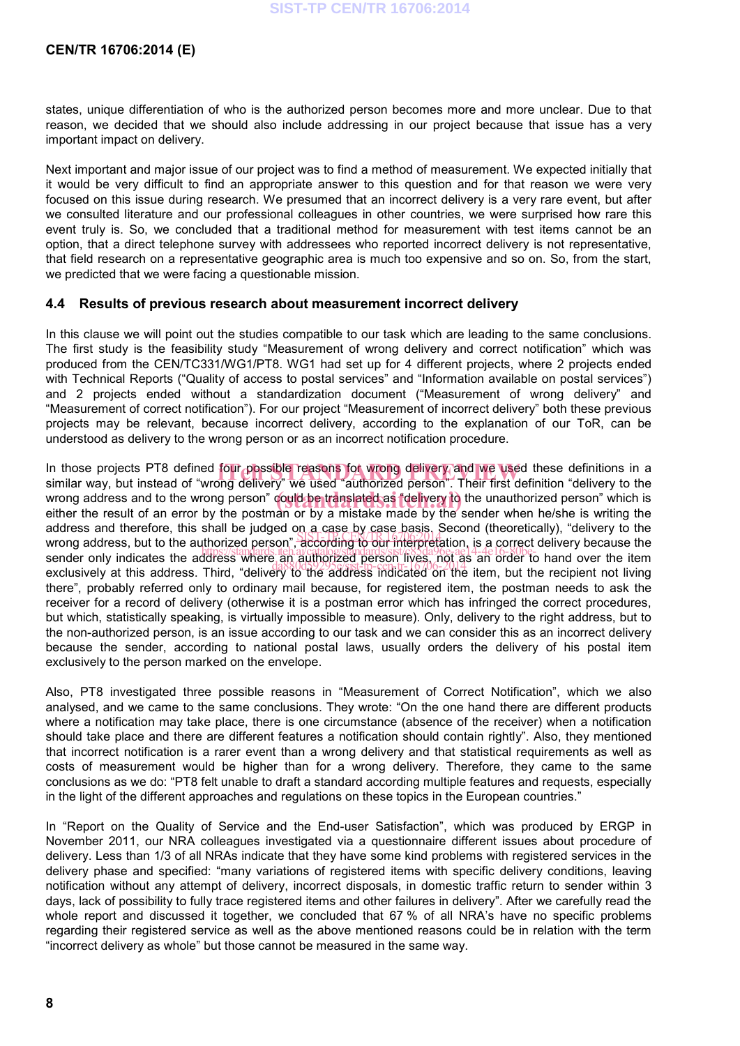states, unique differentiation of who is the authorized person becomes more and more unclear. Due to that reason, we decided that we should also include addressing in our project because that issue has a very important impact on delivery.

Next important and major issue of our project was to find a method of measurement. We expected initially that it would be very difficult to find an appropriate answer to this question and for that reason we were very focused on this issue during research. We presumed that an incorrect delivery is a very rare event, but after we consulted literature and our professional colleagues in other countries, we were surprised how rare this event truly is. So, we concluded that a traditional method for measurement with test items cannot be an option, that a direct telephone survey with addressees who reported incorrect delivery is not representative, that field research on a representative geographic area is much too expensive and so on. So, from the start, we predicted that we were facing a questionable mission.

### 4.4 Results of previous research about measurement incorrect delivery

In this clause we will point out the studies compatible to our task which are leading to the same conclusions. The first study is the feasibility study "Measurement of wrong delivery and correct notification" which was produced from the CEN/TC331/WG1/PT8. WG1 had set up for 4 different projects, where 2 projects ended with Technical Reports ("Quality of access to postal services" and "Information available on postal services") and 2 projects ended without a standardization document ("Measurement of wrong delivery" and "Measurement of correct notification"). For our project "Measurement of incorrect delivery" both these previous projects may be relevant, because incorrect delivery, according to the explanation of our ToR, can be understood as delivery to the wrong person or as an incorrect notification procedure.

In those projects PT8 defined four possible reasons for wrong delivery and we used these definitions in a similar way, but instead of "wrong delivery" we used "authorized person". Their first definition "delivery to the wrong address and to the wrong person" could be translated as "delivery to the unauthorized person" which is either the result of an error by the postman or by a mistake made by the sender when he/she is writing the address and therefore, this shall be judged on a case by case basis. Second (theoretically), "delivery to the wrong address, but to the authorized person", according to our interpretation, is a correct delivery because the sender only indicates the address where an authorized person lives, not as an order to hand over the item exclusively at this address. Third, "delivery to the address indicated on the item, but the recipient not living there", probably referred only to ordinary mail because, for registered item, the postman needs to ask the receiver for a record of delivery (otherwise it is a postman error which has infringed the correct procedures, but which, statistically speaking, is virtually impossible to measure). Only, delivery to the right address, but to the non-authorized person, is an issue according to our task and we can consider this as an incorrect delivery because the sender, according to national postal laws, usually orders the delivery of his postal item exclusively to the person marked on the envelope.

Also, PT8 investigated three possible reasons in "Measurement of Correct Notification", which we also analysed, and we came to the same conclusions. They wrote: "On the one hand there are different products where a notification may take place, there is one circumstance (absence of the receiver) when a notification should take place and there are different features a notification should contain rightly". Also, they mentioned that incorrect notification is a rarer event than a wrong delivery and that statistical requirements as well as costs of measurement would be higher than for a wrong delivery. Therefore, they came to the same conclusions as we do: "PT8 felt unable to draft a standard according multiple features and requests, especially in the light of the different approaches and regulations on these topics in the European countries."

In "Report on the Quality of Service and the End-user Satisfaction", which was produced by ERGP in November 2011, our NRA colleagues investigated via a questionnaire different issues about procedure of delivery. Less than 1/3 of all NRAs indicate that they have some kind problems with registered services in the delivery phase and specified: "many variations of registered items with specific delivery conditions, leaving notification without any attempt of delivery, incorrect disposals, in domestic traffic return to sender within 3 days, lack of possibility to fully trace registered items and other failures in delivery". After we carefully read the whole report and discussed it together, we concluded that 67 % of all NRA's have no specific problems regarding their registered service as well as the above mentioned reasons could be in relation with the term "incorrect delivery as whole" but those cannot be measured in the same way.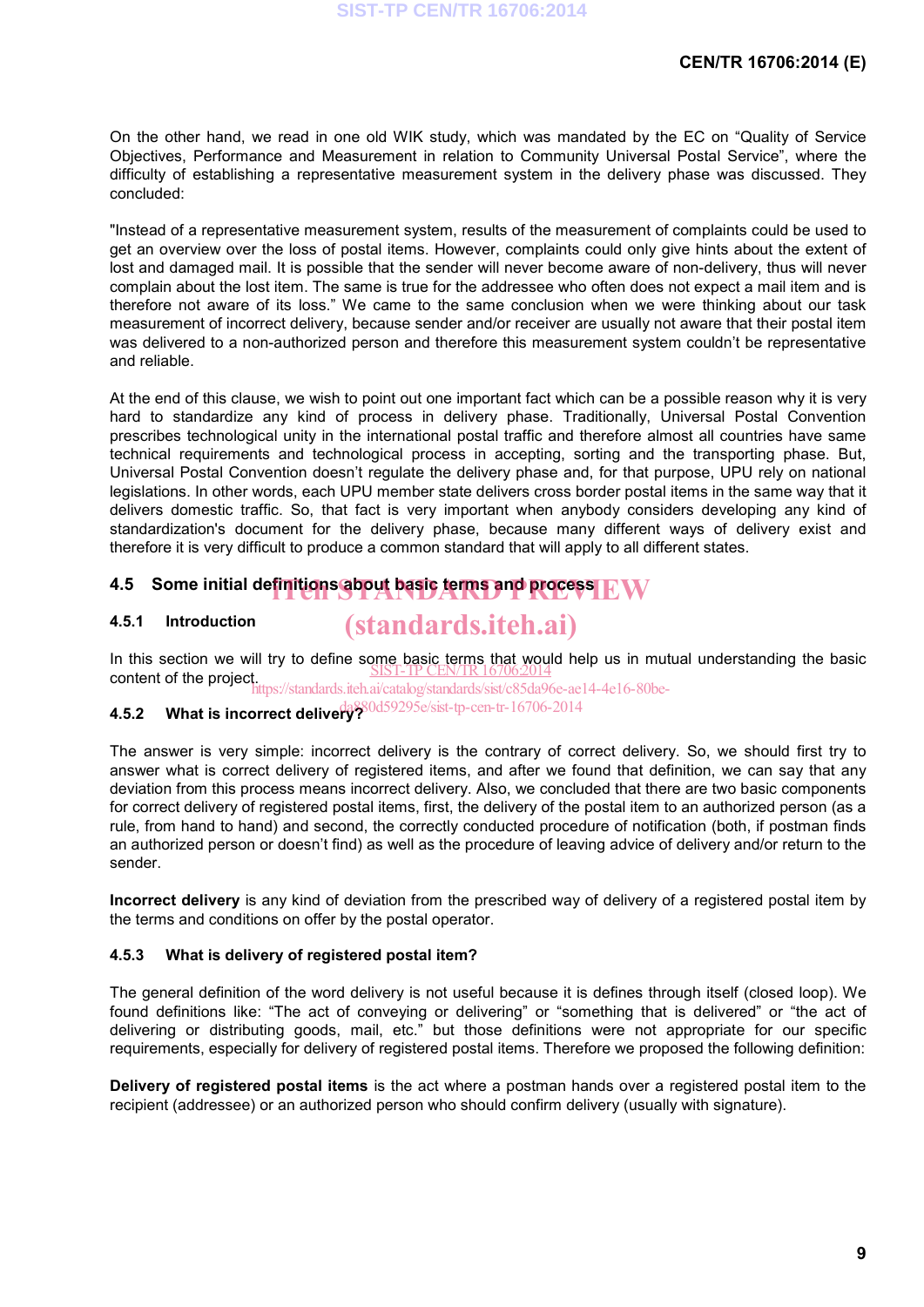On the other hand, we read in one old WIK study, which was mandated by the EC on "Quality of Service Objectives, Performance and Measurement in relation to Community Universal Postal Service", where the difficulty of establishing a representative measurement system in the delivery phase was discussed. They concluded:

"Instead of a representative measurement system, results of the measurement of complaints could be used to get an overview over the loss of postal items. However, complaints could only give hints about the extent of lost and damaged mail. It is possible that the sender will never become aware of non-delivery, thus will never complain about the lost item. The same is true for the addressee who often does not expect a mail item and is therefore not aware of its loss." We came to the same conclusion when we were thinking about our task measurement of incorrect delivery, because sender and/or receiver are usually not aware that their postal item was delivered to a non-authorized person and therefore this measurement system couldn't be representative and reliable.

At the end of this clause, we wish to point out one important fact which can be a possible reason why it is very hard to standardize any kind of process in delivery phase. Traditionally, Universal Postal Convention prescribes technological unity in the international postal traffic and therefore almost all countries have same technical requirements and technological process in accepting, sorting and the transporting phase. But, Universal Postal Convention doesn't regulate the delivery phase and, for that purpose, UPU rely on national legislations. In other words, each UPU member state delivers cross border postal items in the same way that it delivers domestic traffic. So, that fact is very important when anybody considers developing any kind of standardization's document for the delivery phase, because many different ways of delivery exist and therefore it is very difficult to produce a common standard that will apply to all different states.

## 4.5 Some initial definitions about basic terms and process

### 4.5.1 Introduction

In this section we will try to define some basic terms that would help us in mutual understanding the basic content of the project.

### 4.5.2 What is incorrect delivery?

The answer is very simple: incorrect delivery is the contrary of correct delivery. So, we should first try to answer what is correct delivery of registered items, and after we found that definition, we can say that any deviation from this process means incorrect delivery. Also, we concluded that there are two basic components for correct delivery of registered postal items, first, the delivery of the postal item to an authorized person (as a rule, from hand to hand) and second, the correctly conducted procedure of notification (both, if postman finds an authorized person or doesn't find) as well as the procedure of leaving advice of delivery and/or return to the sender.

**Incorrect delivery** is any kind of deviation from the prescribed way of delivery of a registered postal item by the terms and conditions on offer by the postal operator.

### 4.5.3 What is delivery of registered postal item?

The general definition of the word delivery is not useful because it is defines through itself (closed loop). We found definitions like: "The act of conveying or delivering" or "something that is delivered" or "the act of delivering or distributing goods, mail, etc." but those definitions were not appropriate for our specific requirements, especially for delivery of registered postal items. Therefore we proposed the following definition:

**Delivery of registered postal items** is the act where a postman hands over a registered postal item to the recipient (addressee) or an authorized person who should confirm delivery (usually with signature).